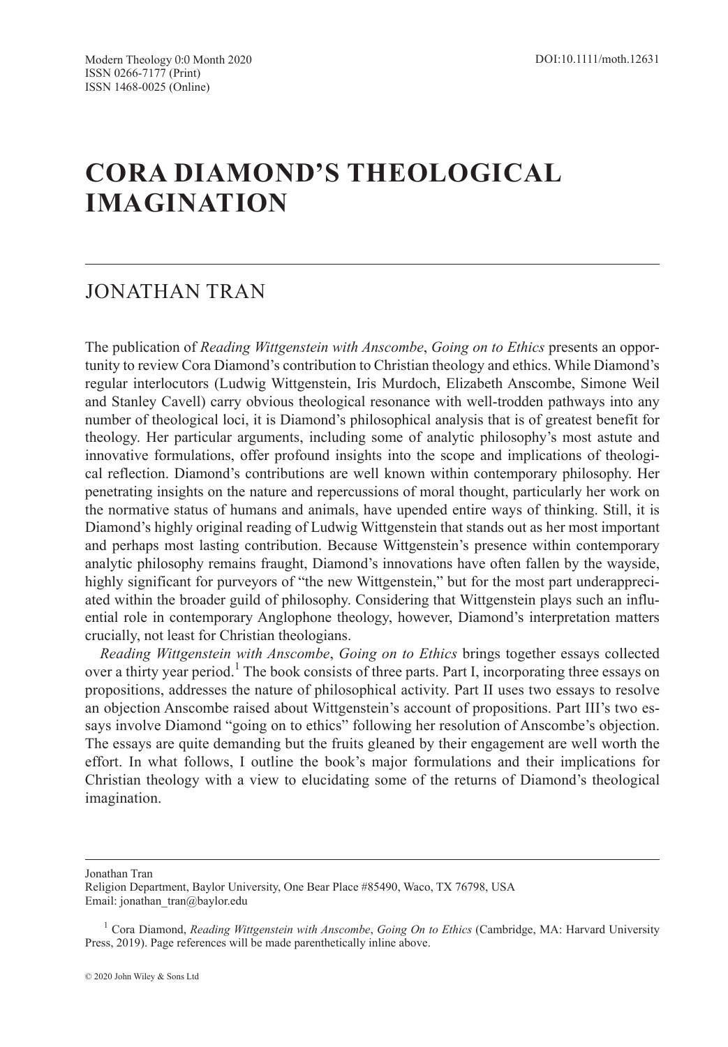# CORA DIAMOND'S THEOLOGICAL IMAGINATION

## JONATHAN TRAN

The publication of *Reading Wittgenstein with Anscombe*, *Going on to Ethics* presents an opportunity to review Cora Diamond's contribution to Christian theology and ethics. While Diamond's regular interlocutors (Ludwig Wittgenstein, Iris Murdoch, Elizabeth Anscombe, Simone Weil and Stanley Cavell) carry obvious theological resonance with well-trodden pathways into any number of theological loci, it is Diamond's philosophical analysis that is of greatest benefit for theology. Her particular arguments, including some of analytic philosophy's most astute and innovative formulations, offer profound insights into the scope and implications of theological reflection. Diamond's contributions are well known within contemporary philosophy. Her penetrating insights on the nature and repercussions of moral thought, particularly her work on the normative status of humans and animals, have upended entire ways of thinking. Still, it is Diamond's highly original reading of Ludwig Wittgenstein that stands out as her most important and perhaps most lasting contribution. Because Wittgenstein's presence within contemporary analytic philosophy remains fraught, Diamond's innovations have often fallen by the wayside, highly significant for purveyors of "the new Wittgenstein," but for the most part underappreciated within the broader guild of philosophy. Considering that Wittgenstein plays such an influential role in contemporary Anglophone theology, however, Diamond's interpretation matters crucially, not least for Christian theologians.

*Reading Wittgenstein with Anscombe*, *Going on to Ethics* brings together essays collected over a thirty year period.[1] The book consists of three parts. Part I, incorporating three essays on propositions, addresses the nature of philosophical activity. Part II uses two essays to resolve an objection Anscombe raised about Wittgenstein's account of propositions. Part III's two essays involve Diamond "going on to ethics" following her resolution of Anscombe's objection. The essays are quite demanding but the fruits gleaned by their engagement are well worth the effort. In what follows, I outline the book's major formulations and their implications for Christian theology with a view to elucidating some of the returns of Diamond's theological imagination.

---

Jonathan Tran
Religion Department, Baylor University, One Bear Place #85490, Waco, TX 76798, USA
Email: jonathan_tran@baylor.edu

[1] Cora Diamond, *Reading Wittgenstein with Anscombe*, *Going On to Ethics* (Cambridge, MA: Harvard University Press, 2019). Page references will be made parenthetically inline above.

© 2020 John Wiley & Sons Ltd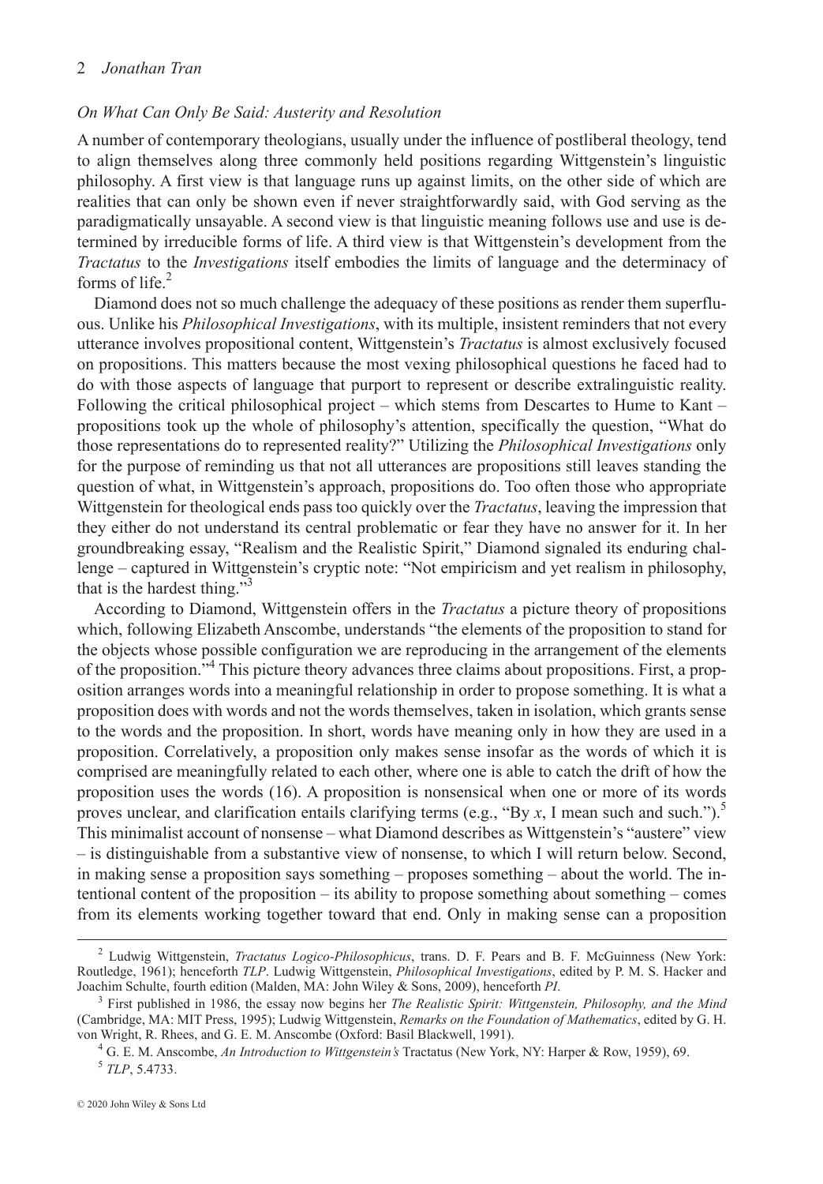*On What Can Only Be Said: Austerity and Resolution*

A number of contemporary theologians, usually under the influence of postliberal theology, tend to align themselves along three commonly held positions regarding Wittgenstein's linguistic philosophy. A first view is that language runs up against limits, on the other side of which are realities that can only be shown even if never straightforwardly said, with God serving as the paradigmatically unsayable. A second view is that linguistic meaning follows use and use is determined by irreducible forms of life. A third view is that Wittgenstein's development from the *Tractatus* to the *Investigations* itself embodies the limits of language and the determinacy of forms of life.[2]

Diamond does not so much challenge the adequacy of these positions as render them superfluous. Unlike his *Philosophical Investigations*, with its multiple, insistent reminders that not every utterance involves propositional content, Wittgenstein's *Tractatus* is almost exclusively focused on propositions. This matters because the most vexing philosophical questions he faced had to do with those aspects of language that purport to represent or describe extralinguistic reality. Following the critical philosophical project – which stems from Descartes to Hume to Kant – propositions took up the whole of philosophy's attention, specifically the question, "What do those representations do to represented reality?" Utilizing the *Philosophical Investigations* only for the purpose of reminding us that not all utterances are propositions still leaves standing the question of what, in Wittgenstein's approach, propositions do. Too often those who appropriate Wittgenstein for theological ends pass too quickly over the *Tractatus*, leaving the impression that they either do not understand its central problematic or fear they have no answer for it. In her groundbreaking essay, "Realism and the Realistic Spirit," Diamond signaled its enduring challenge – captured in Wittgenstein's cryptic note: "Not empiricism and yet realism in philosophy, that is the hardest thing."[3]

According to Diamond, Wittgenstein offers in the *Tractatus* a picture theory of propositions which, following Elizabeth Anscombe, understands "the elements of the proposition to stand for the objects whose possible configuration we are reproducing in the arrangement of the elements of the proposition."[4] This picture theory advances three claims about propositions. First, a proposition arranges words into a meaningful relationship in order to propose something. It is what a proposition does with words and not the words themselves, taken in isolation, which grants sense to the words and the proposition. In short, words have meaning only in how they are used in a proposition. Correlatively, a proposition only makes sense insofar as the words of which it is comprised are meaningfully related to each other, where one is able to catch the drift of how the proposition uses the words (16). A proposition is nonsensical when one or more of its words proves unclear, and clarification entails clarifying terms (e.g., "By *x*, I mean such and such.").[5] This minimalist account of nonsense – what Diamond describes as Wittgenstein's "austere" view – is distinguishable from a substantive view of nonsense, to which I will return below. Second, in making sense a proposition says something – proposes something – about the world. The intentional content of the proposition – its ability to propose something about something – comes from its elements working together toward that end. Only in making sense can a proposition

---

[2] Ludwig Wittgenstein, *Tractatus Logico-Philosophicus*, trans. D. F. Pears and B. F. McGuinness (New York: Routledge, 1961); henceforth *TLP*. Ludwig Wittgenstein, *Philosophical Investigations*, edited by P. M. S. Hacker and Joachim Schulte, fourth edition (Malden, MA: John Wiley & Sons, 2009), henceforth *PI*.

[3] First published in 1986, the essay now begins her *The Realistic Spirit: Wittgenstein, Philosophy, and the Mind* (Cambridge, MA: MIT Press, 1995); Ludwig Wittgenstein, *Remarks on the Foundation of Mathematics*, edited by G. H. von Wright, R. Rhees, and G. E. M. Anscombe (Oxford: Basil Blackwell, 1991).

[4] G. E. M. Anscombe, *An Introduction to Wittgenstein's* Tractatus (New York, NY: Harper & Row, 1959), 69.

[5] *TLP*, 5.4733.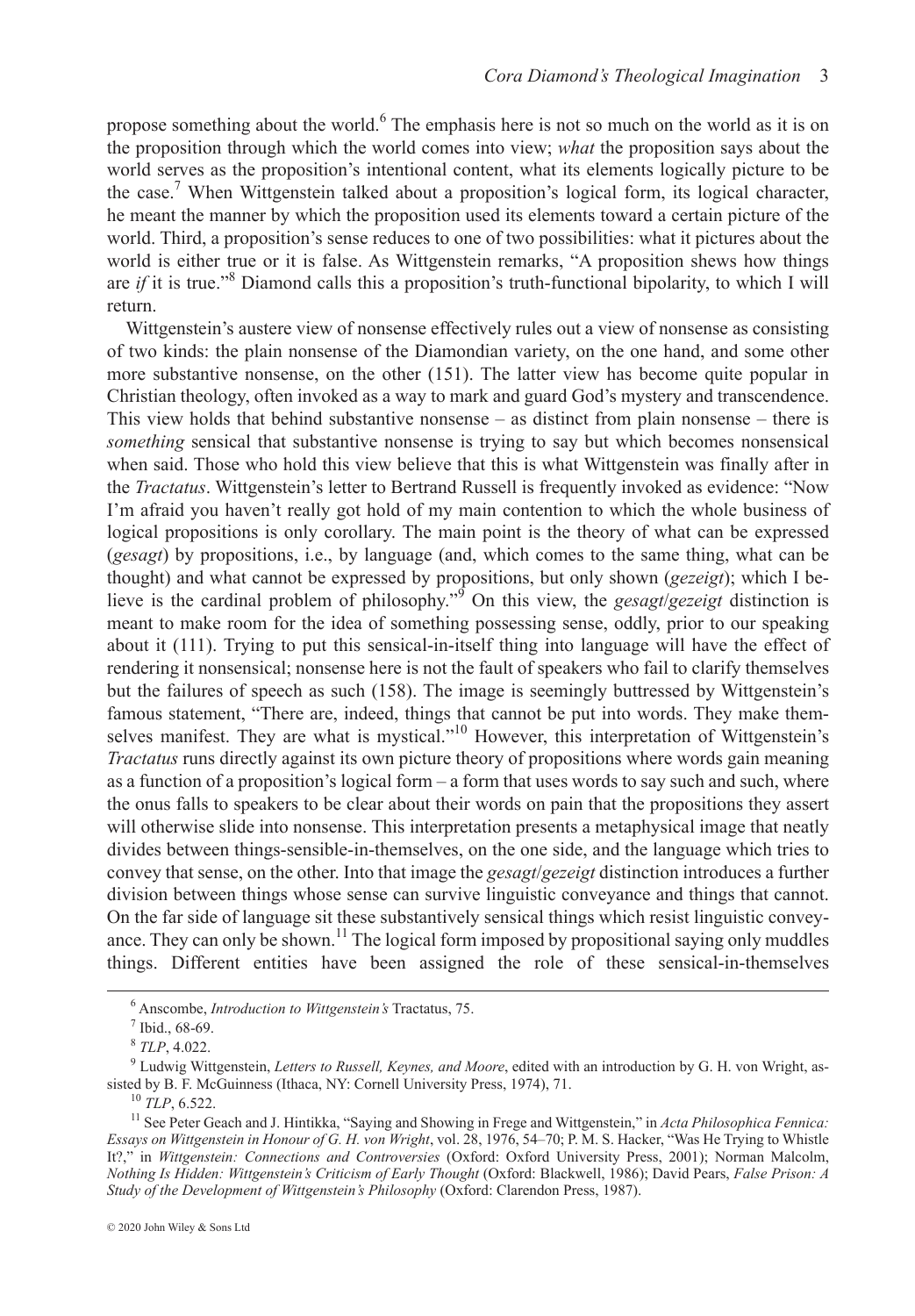propose something about the world.[6] The emphasis here is not so much on the world as it is on the proposition through which the world comes into view; *what* the proposition says about the world serves as the proposition's intentional content, what its elements logically picture to be the case.[7] When Wittgenstein talked about a proposition's logical form, its logical character, he meant the manner by which the proposition used its elements toward a certain picture of the world. Third, a proposition's sense reduces to one of two possibilities: what it pictures about the world is either true or it is false. As Wittgenstein remarks, "A proposition shews how things are *if* it is true."[8] Diamond calls this a proposition's truth-functional bipolarity, to which I will return.

Wittgenstein's austere view of nonsense effectively rules out a view of nonsense as consisting of two kinds: the plain nonsense of the Diamondian variety, on the one hand, and some other more substantive nonsense, on the other (151). The latter view has become quite popular in Christian theology, often invoked as a way to mark and guard God's mystery and transcendence. This view holds that behind substantive nonsense – as distinct from plain nonsense – there is *something* sensical that substantive nonsense is trying to say but which becomes nonsensical when said. Those who hold this view believe that this is what Wittgenstein was finally after in the *Tractatus*. Wittgenstein's letter to Bertrand Russell is frequently invoked as evidence: "Now I'm afraid you haven't really got hold of my main contention to which the whole business of logical propositions is only corollary. The main point is the theory of what can be expressed (*gesagt*) by propositions, i.e., by language (and, which comes to the same thing, what can be thought) and what cannot be expressed by propositions, but only shown (*gezeigt*); which I believe is the cardinal problem of philosophy."[9] On this view, the *gesagt*/*gezeigt* distinction is meant to make room for the idea of something possessing sense, oddly, prior to our speaking about it (111). Trying to put this sensical-in-itself thing into language will have the effect of rendering it nonsensical; nonsense here is not the fault of speakers who fail to clarify themselves but the failures of speech as such (158). The image is seemingly buttressed by Wittgenstein's famous statement, "There are, indeed, things that cannot be put into words. They make themselves manifest. They are what is mystical."[10] However, this interpretation of Wittgenstein's *Tractatus* runs directly against its own picture theory of propositions where words gain meaning as a function of a proposition's logical form – a form that uses words to say such and such, where the onus falls to speakers to be clear about their words on pain that the propositions they assert will otherwise slide into nonsense. This interpretation presents a metaphysical image that neatly divides between things-sensible-in-themselves, on the one side, and the language which tries to convey that sense, on the other. Into that image the *gesagt*/*gezeigt* distinction introduces a further division between things whose sense can survive linguistic conveyance and things that cannot. On the far side of language sit these substantively sensical things which resist linguistic conveyance. They can only be shown.[11] The logical form imposed by propositional saying only muddles things. Different entities have been assigned the role of these sensical-in-themselves

---

[6] Anscombe, *Introduction to Wittgenstein's* Tractatus, 75.

[7] Ibid., 68-69.

[8] *TLP*, 4.022.

[9] Ludwig Wittgenstein, *Letters to Russell, Keynes, and Moore*, edited with an introduction by G. H. von Wright, assisted by B. F. McGuinness (Ithaca, NY: Cornell University Press, 1974), 71.

[10] *TLP*, 6.522.

[11] See Peter Geach and J. Hintikka, "Saying and Showing in Frege and Wittgenstein," in *Acta Philosophica Fennica: Essays on Wittgenstein in Honour of G. H. von Wright*, vol. 28, 1976, 54–70; P. M. S. Hacker, "Was He Trying to Whistle It?," in *Wittgenstein: Connections and Controversies* (Oxford: Oxford University Press, 2001); Norman Malcolm, *Nothing Is Hidden: Wittgenstein's Criticism of Early Thought* (Oxford: Blackwell, 1986); David Pears, *False Prison: A Study of the Development of Wittgenstein's Philosophy* (Oxford: Clarendon Press, 1987).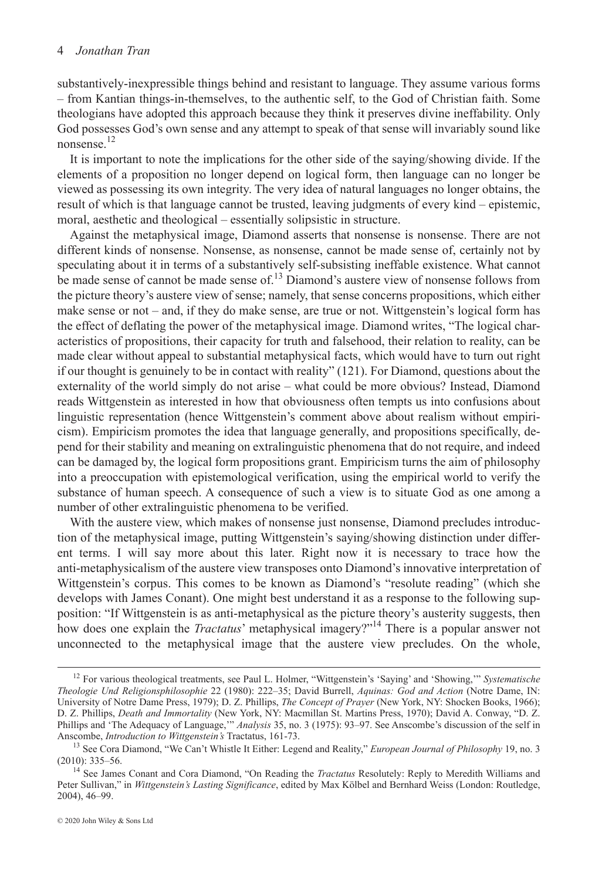substantively-inexpressible things behind and resistant to language. They assume various forms – from Kantian things-in-themselves, to the authentic self, to the God of Christian faith. Some theologians have adopted this approach because they think it preserves divine ineffability. Only God possesses God's own sense and any attempt to speak of that sense will invariably sound like nonsense.[12]

It is important to note the implications for the other side of the saying/showing divide. If the elements of a proposition no longer depend on logical form, then language can no longer be viewed as possessing its own integrity. The very idea of natural languages no longer obtains, the result of which is that language cannot be trusted, leaving judgments of every kind – epistemic, moral, aesthetic and theological – essentially solipsistic in structure.

Against the metaphysical image, Diamond asserts that nonsense is nonsense. There are not different kinds of nonsense. Nonsense, as nonsense, cannot be made sense of, certainly not by speculating about it in terms of a substantively self-subsisting ineffable existence. What cannot be made sense of cannot be made sense of.[13] Diamond's austere view of nonsense follows from the picture theory's austere view of sense; namely, that sense concerns propositions, which either make sense or not – and, if they do make sense, are true or not. Wittgenstein's logical form has the effect of deflating the power of the metaphysical image. Diamond writes, "The logical characteristics of propositions, their capacity for truth and falsehood, their relation to reality, can be made clear without appeal to substantial metaphysical facts, which would have to turn out right if our thought is genuinely to be in contact with reality" (121). For Diamond, questions about the externality of the world simply do not arise – what could be more obvious? Instead, Diamond reads Wittgenstein as interested in how that obviousness often tempts us into confusions about linguistic representation (hence Wittgenstein's comment above about realism without empiricism). Empiricism promotes the idea that language generally, and propositions specifically, depend for their stability and meaning on extralinguistic phenomena that do not require, and indeed can be damaged by, the logical form propositions grant. Empiricism turns the aim of philosophy into a preoccupation with epistemological verification, using the empirical world to verify the substance of human speech. A consequence of such a view is to situate God as one among a number of other extralinguistic phenomena to be verified.

With the austere view, which makes of nonsense just nonsense, Diamond precludes introduction of the metaphysical image, putting Wittgenstein's saying/showing distinction under different terms. I will say more about this later. Right now it is necessary to trace how the anti-metaphysicalism of the austere view transposes onto Diamond's innovative interpretation of Wittgenstein's corpus. This comes to be known as Diamond's "resolute reading" (which she develops with James Conant). One might best understand it as a response to the following supposition: "If Wittgenstein is as anti-metaphysical as the picture theory's austerity suggests, then how does one explain the *Tractatus*' metaphysical imagery?"[14] There is a popular answer not unconnected to the metaphysical image that the austere view precludes. On the whole,

---

[12] For various theological treatments, see Paul L. Holmer, "Wittgenstein's 'Saying' and 'Showing,'" *Systematische Theologie Und Religionsphilosophie* 22 (1980): 222–35; David Burrell, *Aquinas: God and Action* (Notre Dame, IN: University of Notre Dame Press, 1979); D. Z. Phillips, *The Concept of Prayer* (New York, NY: Shocken Books, 1966); D. Z. Phillips, *Death and Immortality* (New York, NY: Macmillan St. Martins Press, 1970); David A. Conway, "D. Z. Phillips and 'The Adequacy of Language,'" *Analysis* 35, no. 3 (1975): 93–97. See Anscombe's discussion of the self in Anscombe, *Introduction to Wittgenstein's* Tractatus, 161-73.

[13] See Cora Diamond, "We Can't Whistle It Either: Legend and Reality," *European Journal of Philosophy* 19, no. 3 (2010): 335–56.

[14] See James Conant and Cora Diamond, "On Reading the *Tractatus* Resolutely: Reply to Meredith Williams and Peter Sullivan," in *Wittgenstein's Lasting Significance*, edited by Max Kölbel and Bernhard Weiss (London: Routledge, 2004), 46–99.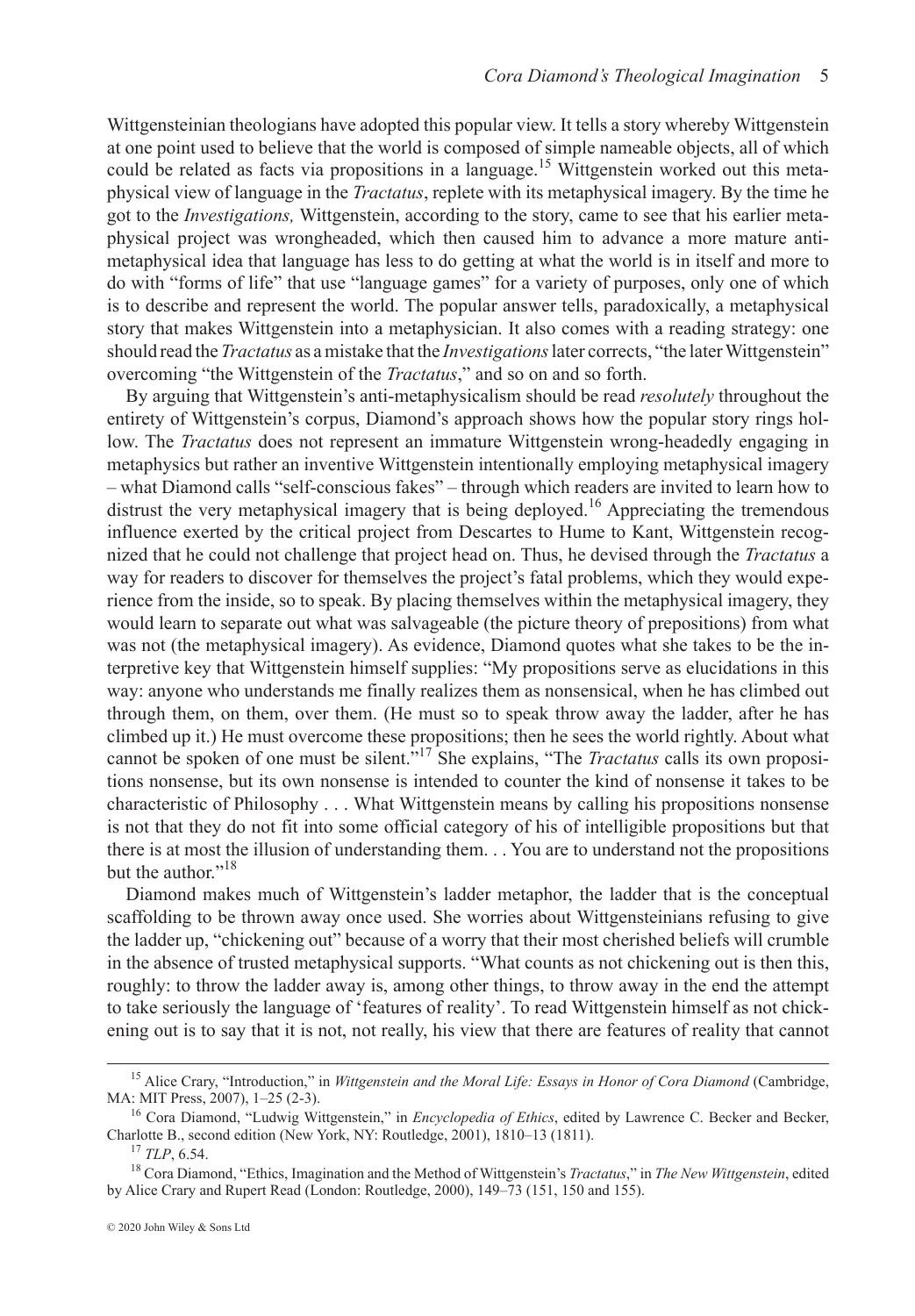Wittgensteinian theologians have adopted this popular view. It tells a story whereby Wittgenstein at one point used to believe that the world is composed of simple nameable objects, all of which could be related as facts via propositions in a language.[15] Wittgenstein worked out this metaphysical view of language in the *Tractatus*, replete with its metaphysical imagery. By the time he got to the *Investigations,* Wittgenstein, according to the story, came to see that his earlier metaphysical project was wrongheaded, which then caused him to advance a more mature anti-metaphysical idea that language has less to do getting at what the world is in itself and more to do with "forms of life" that use "language games" for a variety of purposes, only one of which is to describe and represent the world. The popular answer tells, paradoxically, a metaphysical story that makes Wittgenstein into a metaphysician. It also comes with a reading strategy: one should read the *Tractatus* as a mistake that the *Investigations* later corrects, "the later Wittgenstein" overcoming "the Wittgenstein of the *Tractatus*," and so on and so forth.

By arguing that Wittgenstein's anti-metaphysicalism should be read *resolutely* throughout the entirety of Wittgenstein's corpus, Diamond's approach shows how the popular story rings hollow. The *Tractatus* does not represent an immature Wittgenstein wrong-headedly engaging in metaphysics but rather an inventive Wittgenstein intentionally employing metaphysical imagery – what Diamond calls "self-conscious fakes" – through which readers are invited to learn how to distrust the very metaphysical imagery that is being deployed.[16] Appreciating the tremendous influence exerted by the critical project from Descartes to Hume to Kant, Wittgenstein recognized that he could not challenge that project head on. Thus, he devised through the *Tractatus* a way for readers to discover for themselves the project's fatal problems, which they would experience from the inside, so to speak. By placing themselves within the metaphysical imagery, they would learn to separate out what was salvageable (the picture theory of prepositions) from what was not (the metaphysical imagery). As evidence, Diamond quotes what she takes to be the interpretive key that Wittgenstein himself supplies: "My propositions serve as elucidations in this way: anyone who understands me finally realizes them as nonsensical, when he has climbed out through them, on them, over them. (He must so to speak throw away the ladder, after he has climbed up it.) He must overcome these propositions; then he sees the world rightly. About what cannot be spoken of one must be silent."[17] She explains, "The *Tractatus* calls its own propositions nonsense, but its own nonsense is intended to counter the kind of nonsense it takes to be characteristic of Philosophy . . . What Wittgenstein means by calling his propositions nonsense is not that they do not fit into some official category of his of intelligible propositions but that there is at most the illusion of understanding them. . . You are to understand not the propositions but the author."[18]

Diamond makes much of Wittgenstein's ladder metaphor, the ladder that is the conceptual scaffolding to be thrown away once used. She worries about Wittgensteinians refusing to give the ladder up, "chickening out" because of a worry that their most cherished beliefs will crumble in the absence of trusted metaphysical supports. "What counts as not chickening out is then this, roughly: to throw the ladder away is, among other things, to throw away in the end the attempt to take seriously the language of 'features of reality'. To read Wittgenstein himself as not chickening out is to say that it is not, not really, his view that there are features of reality that cannot

---

[15] Alice Crary, "Introduction," in *Wittgenstein and the Moral Life: Essays in Honor of Cora Diamond* (Cambridge, MA: MIT Press, 2007), 1–25 (2-3).

[16] Cora Diamond, "Ludwig Wittgenstein," in *Encyclopedia of Ethics*, edited by Lawrence C. Becker and Becker, Charlotte B., second edition (New York, NY: Routledge, 2001), 1810–13 (1811).

[17] *TLP*, 6.54.

[18] Cora Diamond, "Ethics, Imagination and the Method of Wittgenstein's *Tractatus*," in *The New Wittgenstein*, edited by Alice Crary and Rupert Read (London: Routledge, 2000), 149–73 (151, 150 and 155).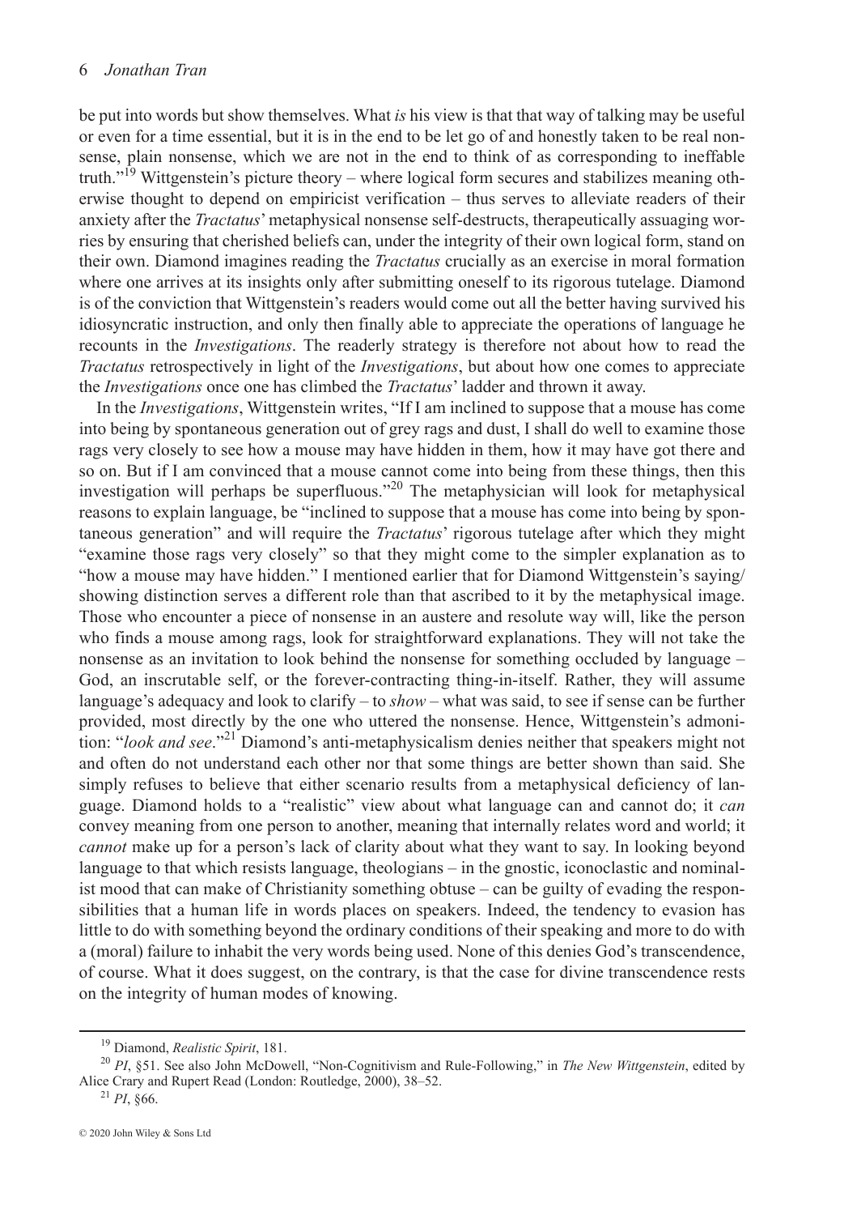be put into words but show themselves. What *is* his view is that that way of talking may be useful or even for a time essential, but it is in the end to be let go of and honestly taken to be real nonsense, plain nonsense, which we are not in the end to think of as corresponding to ineffable truth."[19] Wittgenstein's picture theory – where logical form secures and stabilizes meaning otherwise thought to depend on empiricist verification – thus serves to alleviate readers of their anxiety after the *Tractatus*' metaphysical nonsense self-destructs, therapeutically assuaging worries by ensuring that cherished beliefs can, under the integrity of their own logical form, stand on their own. Diamond imagines reading the *Tractatus* crucially as an exercise in moral formation where one arrives at its insights only after submitting oneself to its rigorous tutelage. Diamond is of the conviction that Wittgenstein's readers would come out all the better having survived his idiosyncratic instruction, and only then finally able to appreciate the operations of language he recounts in the *Investigations*. The readerly strategy is therefore not about how to read the *Tractatus* retrospectively in light of the *Investigations*, but about how one comes to appreciate the *Investigations* once one has climbed the *Tractatus*' ladder and thrown it away.

In the *Investigations*, Wittgenstein writes, "If I am inclined to suppose that a mouse has come into being by spontaneous generation out of grey rags and dust, I shall do well to examine those rags very closely to see how a mouse may have hidden in them, how it may have got there and so on. But if I am convinced that a mouse cannot come into being from these things, then this investigation will perhaps be superfluous."[20] The metaphysician will look for metaphysical reasons to explain language, be "inclined to suppose that a mouse has come into being by spontaneous generation" and will require the *Tractatus*' rigorous tutelage after which they might "examine those rags very closely" so that they might come to the simpler explanation as to "how a mouse may have hidden." I mentioned earlier that for Diamond Wittgenstein's saying/showing distinction serves a different role than that ascribed to it by the metaphysical image. Those who encounter a piece of nonsense in an austere and resolute way will, like the person who finds a mouse among rags, look for straightforward explanations. They will not take the nonsense as an invitation to look behind the nonsense for something occluded by language – God, an inscrutable self, or the forever-contracting thing-in-itself. Rather, they will assume language's adequacy and look to clarify – to *show* – what was said, to see if sense can be further provided, most directly by the one who uttered the nonsense. Hence, Wittgenstein's admonition: "*look and see*."[21] Diamond's anti-metaphysicalism denies neither that speakers might not and often do not understand each other nor that some things are better shown than said. She simply refuses to believe that either scenario results from a metaphysical deficiency of language. Diamond holds to a "realistic" view about what language can and cannot do; it *can* convey meaning from one person to another, meaning that internally relates word and world; it *cannot* make up for a person's lack of clarity about what they want to say. In looking beyond language to that which resists language, theologians – in the gnostic, iconoclastic and nominalist mood that can make of Christianity something obtuse – can be guilty of evading the responsibilities that a human life in words places on speakers. Indeed, the tendency to evasion has little to do with something beyond the ordinary conditions of their speaking and more to do with a (moral) failure to inhabit the very words being used. None of this denies God's transcendence, of course. What it does suggest, on the contrary, is that the case for divine transcendence rests on the integrity of human modes of knowing.

[19] Diamond, *Realistic Spirit*, 181.

[20] *PI*, §51. See also John McDowell, "Non-Cognitivism and Rule-Following," in *The New Wittgenstein*, edited by Alice Crary and Rupert Read (London: Routledge, 2000), 38–52.

[21] *PI*, §66.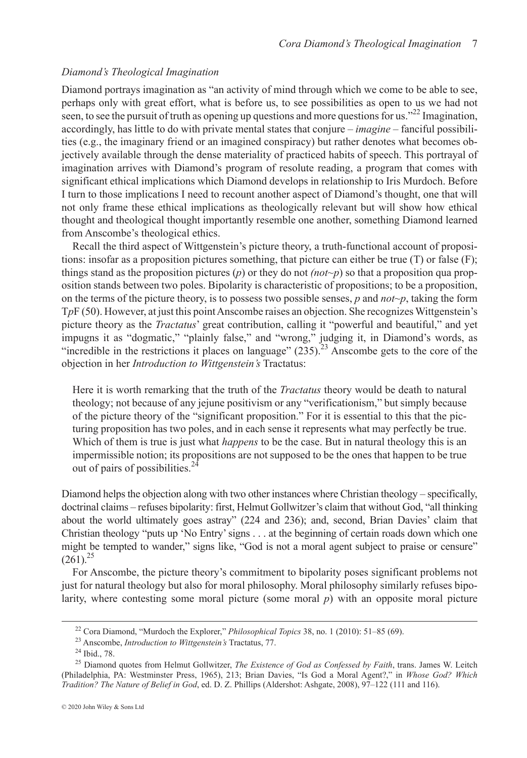*Diamond's Theological Imagination*

Diamond portrays imagination as "an activity of mind through which we come to be able to see, perhaps only with great effort, what is before us, to see possibilities as open to us we had not seen, to see the pursuit of truth as opening up questions and more questions for us."[22] Imagination, accordingly, has little to do with private mental states that conjure – *imagine* – fanciful possibilities (e.g., the imaginary friend or an imagined conspiracy) but rather denotes what becomes objectively available through the dense materiality of practiced habits of speech. This portrayal of imagination arrives with Diamond's program of resolute reading, a program that comes with significant ethical implications which Diamond develops in relationship to Iris Murdoch. Before I turn to those implications I need to recount another aspect of Diamond's thought, one that will not only frame these ethical implications as theologically relevant but will show how ethical thought and theological thought importantly resemble one another, something Diamond learned from Anscombe's theological ethics.

Recall the third aspect of Wittgenstein's picture theory, a truth-functional account of propositions: insofar as a proposition pictures something, that picture can either be true (T) or false (F); things stand as the proposition pictures (*p*) or they do not *(not~p)* so that a proposition qua proposition stands between two poles. Bipolarity is characteristic of propositions; to be a proposition, on the terms of the picture theory, is to possess two possible senses, *p* and *not~p*, taking the form T*p*F (50). However, at just this point Anscombe raises an objection. She recognizes Wittgenstein's picture theory as the *Tractatus*' great contribution, calling it "powerful and beautiful," and yet impugns it as "dogmatic," "plainly false," and "wrong," judging it, in Diamond's words, as "incredible in the restrictions it places on language" (235).[23] Anscombe gets to the core of the objection in her *Introduction to Wittgenstein's* Tractatus:

> Here it is worth remarking that the truth of the *Tractatus* theory would be death to natural theology; not because of any jejune positivism or any "verificationism," but simply because of the picture theory of the "significant proposition." For it is essential to this that the picturing proposition has two poles, and in each sense it represents what may perfectly be true. Which of them is true is just what *happens* to be the case. But in natural theology this is an impermissible notion; its propositions are not supposed to be the ones that happen to be true out of pairs of possibilities.[24]

Diamond helps the objection along with two other instances where Christian theology – specifically, doctrinal claims – refuses bipolarity: first, Helmut Gollwitzer's claim that without God, "all thinking about the world ultimately goes astray" (224 and 236); and, second, Brian Davies' claim that Christian theology "puts up 'No Entry' signs . . . at the beginning of certain roads down which one might be tempted to wander," signs like, "God is not a moral agent subject to praise or censure" (261).[25]

For Anscombe, the picture theory's commitment to bipolarity poses significant problems not just for natural theology but also for moral philosophy. Moral philosophy similarly refuses bipolarity, where contesting some moral picture (some moral *p*) with an opposite moral picture

---

[22] Cora Diamond, "Murdoch the Explorer," *Philosophical Topics* 38, no. 1 (2010): 51–85 (69).

[23] Anscombe, *Introduction to Wittgenstein's* Tractatus, 77.

[24] Ibid., 78.

[25] Diamond quotes from Helmut Gollwitzer, *The Existence of God as Confessed by Faith*, trans. James W. Leitch (Philadelphia, PA: Westminster Press, 1965), 213; Brian Davies, "Is God a Moral Agent?," in *Whose God? Which Tradition? The Nature of Belief in God*, ed. D. Z. Phillips (Aldershot: Ashgate, 2008), 97–122 (111 and 116).

© 2020 John Wiley & Sons Ltd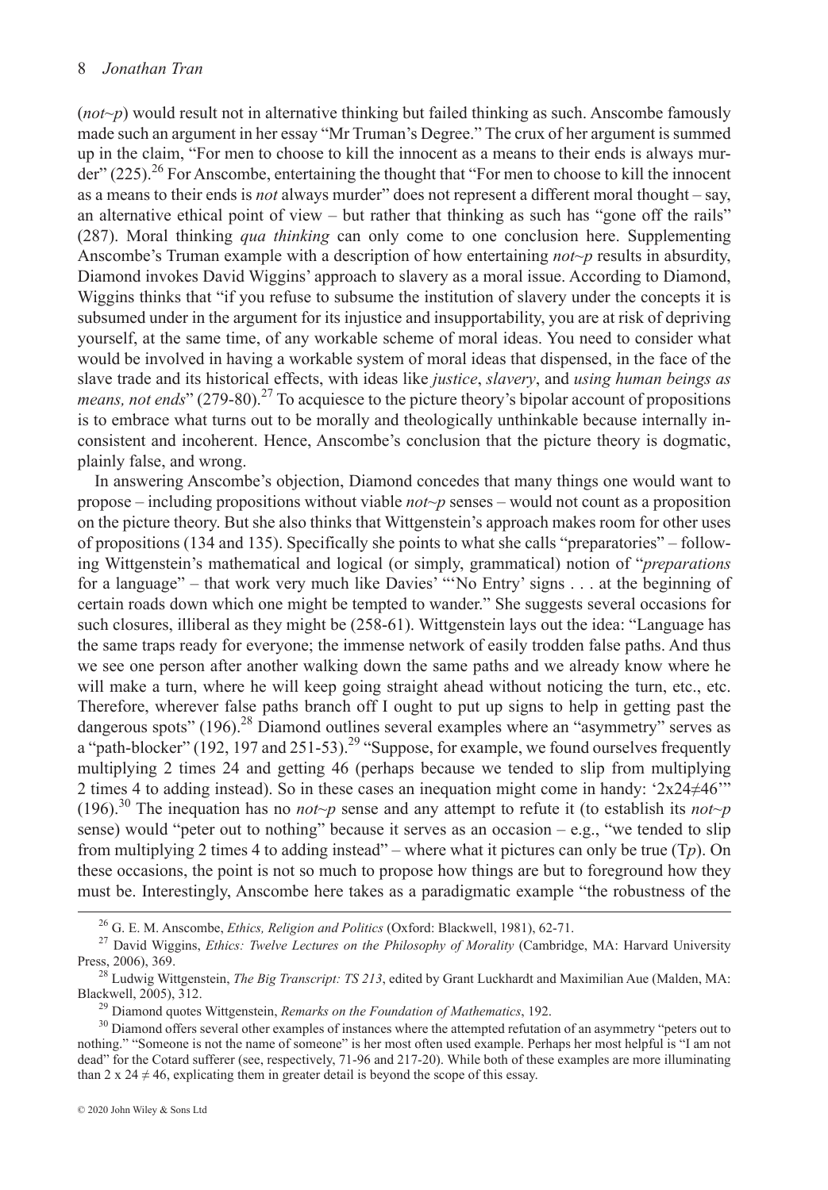(*not~p*) would result not in alternative thinking but failed thinking as such. Anscombe famously made such an argument in her essay "Mr Truman's Degree." The crux of her argument is summed up in the claim, "For men to choose to kill the innocent as a means to their ends is always murder" (225).[26] For Anscombe, entertaining the thought that "For men to choose to kill the innocent as a means to their ends is *not* always murder" does not represent a different moral thought – say, an alternative ethical point of view – but rather that thinking as such has "gone off the rails" (287). Moral thinking *qua thinking* can only come to one conclusion here. Supplementing Anscombe's Truman example with a description of how entertaining *not~p* results in absurdity, Diamond invokes David Wiggins' approach to slavery as a moral issue. According to Diamond, Wiggins thinks that "if you refuse to subsume the institution of slavery under the concepts it is subsumed under in the argument for its injustice and insupportability, you are at risk of depriving yourself, at the same time, of any workable scheme of moral ideas. You need to consider what would be involved in having a workable system of moral ideas that dispensed, in the face of the slave trade and its historical effects, with ideas like *justice*, *slavery*, and *using human beings as means, not ends*" (279-80).[27] To acquiesce to the picture theory's bipolar account of propositions is to embrace what turns out to be morally and theologically unthinkable because internally inconsistent and incoherent. Hence, Anscombe's conclusion that the picture theory is dogmatic, plainly false, and wrong.

In answering Anscombe's objection, Diamond concedes that many things one would want to propose – including propositions without viable *not~p* senses – would not count as a proposition on the picture theory. But she also thinks that Wittgenstein's approach makes room for other uses of propositions (134 and 135). Specifically she points to what she calls "preparatories" – following Wittgenstein's mathematical and logical (or simply, grammatical) notion of "*preparations* for a language" – that work very much like Davies' "'No Entry' signs . . . at the beginning of certain roads down which one might be tempted to wander." She suggests several occasions for such closures, illiberal as they might be (258-61). Wittgenstein lays out the idea: "Language has the same traps ready for everyone; the immense network of easily trodden false paths. And thus we see one person after another walking down the same paths and we already know where he will make a turn, where he will keep going straight ahead without noticing the turn, etc., etc. Therefore, wherever false paths branch off I ought to put up signs to help in getting past the dangerous spots" (196).[28] Diamond outlines several examples where an "asymmetry" serves as a "path-blocker" (192, 197 and 251-53).[29] "Suppose, for example, we found ourselves frequently multiplying 2 times 24 and getting 46 (perhaps because we tended to slip from multiplying 2 times 4 to adding instead). So in these cases an inequation might come in handy: '$2 \times 24 \neq 46$'" (196).[30] The inequation has no *not~p* sense and any attempt to refute it (to establish its *not~p* sense) would "peter out to nothing" because it serves as an occasion – e.g., "we tended to slip from multiplying 2 times 4 to adding instead" – where what it pictures can only be true (T*p*). On these occasions, the point is not so much to propose how things are but to foreground how they must be. Interestingly, Anscombe here takes as a paradigmatic example "the robustness of the

---

[26] G. E. M. Anscombe, *Ethics, Religion and Politics* (Oxford: Blackwell, 1981), 62-71.

[27] David Wiggins, *Ethics: Twelve Lectures on the Philosophy of Morality* (Cambridge, MA: Harvard University Press, 2006), 369.

[28] Ludwig Wittgenstein, *The Big Transcript: TS 213*, edited by Grant Luckhardt and Maximilian Aue (Malden, MA: Blackwell, 2005), 312.

[29] Diamond quotes Wittgenstein, *Remarks on the Foundation of Mathematics*, 192.

[30] Diamond offers several other examples of instances where the attempted refutation of an asymmetry "peters out to nothing." "Someone is not the name of someone" is her most often used example. Perhaps her most helpful is "I am not dead" for the Cotard sufferer (see, respectively, 71-96 and 217-20). While both of these examples are more illuminating than $2 \times 24 \neq 46$, explicating them in greater detail is beyond the scope of this essay.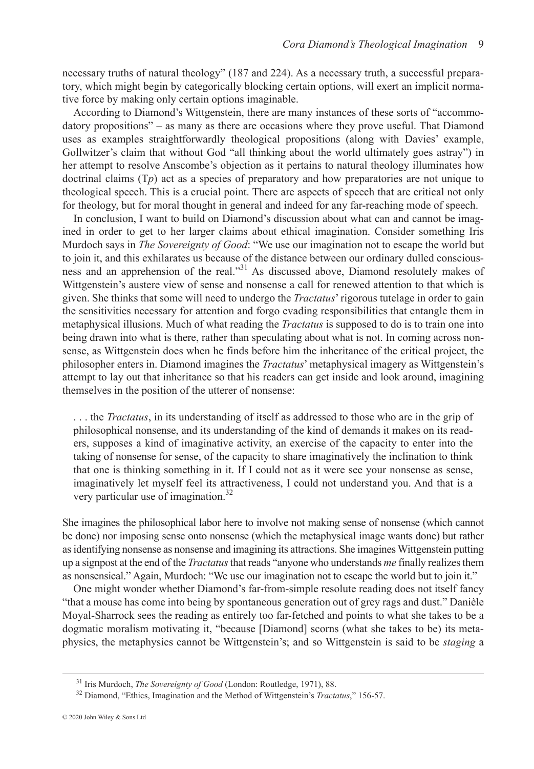necessary truths of natural theology" (187 and 224). As a necessary truth, a successful preparatory, which might begin by categorically blocking certain options, will exert an implicit normative force by making only certain options imaginable.

According to Diamond's Wittgenstein, there are many instances of these sorts of "accommodatory propositions" – as many as there are occasions where they prove useful. That Diamond uses as examples straightforwardly theological propositions (along with Davies' example, Gollwitzer's claim that without God "all thinking about the world ultimately goes astray") in her attempt to resolve Anscombe's objection as it pertains to natural theology illuminates how doctrinal claims (T*p*) act as a species of preparatory and how preparatories are not unique to theological speech. This is a crucial point. There are aspects of speech that are critical not only for theology, but for moral thought in general and indeed for any far-reaching mode of speech.

In conclusion, I want to build on Diamond's discussion about what can and cannot be imagined in order to get to her larger claims about ethical imagination. Consider something Iris Murdoch says in *The Sovereignty of Good*: "We use our imagination not to escape the world but to join it, and this exhilarates us because of the distance between our ordinary dulled consciousness and an apprehension of the real."[31] As discussed above, Diamond resolutely makes of Wittgenstein's austere view of sense and nonsense a call for renewed attention to that which is given. She thinks that some will need to undergo the *Tractatus*' rigorous tutelage in order to gain the sensitivities necessary for attention and forgo evading responsibilities that entangle them in metaphysical illusions. Much of what reading the *Tractatus* is supposed to do is to train one into being drawn into what is there, rather than speculating about what is not. In coming across nonsense, as Wittgenstein does when he finds before him the inheritance of the critical project, the philosopher enters in. Diamond imagines the *Tractatus*' metaphysical imagery as Wittgenstein's attempt to lay out that inheritance so that his readers can get inside and look around, imagining themselves in the position of the utterer of nonsense:

> . . . the *Tractatus*, in its understanding of itself as addressed to those who are in the grip of philosophical nonsense, and its understanding of the kind of demands it makes on its readers, supposes a kind of imaginative activity, an exercise of the capacity to enter into the taking of nonsense for sense, of the capacity to share imaginatively the inclination to think that one is thinking something in it. If I could not as it were see your nonsense as sense, imaginatively let myself feel its attractiveness, I could not understand you. And that is a very particular use of imagination.[32]

She imagines the philosophical labor here to involve not making sense of nonsense (which cannot be done) nor imposing sense onto nonsense (which the metaphysical image wants done) but rather as identifying nonsense as nonsense and imagining its attractions. She imagines Wittgenstein putting up a signpost at the end of the *Tractatus* that reads "anyone who understands *me* finally realizes them as nonsensical." Again, Murdoch: "We use our imagination not to escape the world but to join it."

One might wonder whether Diamond's far-from-simple resolute reading does not itself fancy "that a mouse has come into being by spontaneous generation out of grey rags and dust." Danièle Moyal-Sharrock sees the reading as entirely too far-fetched and points to what she takes to be a dogmatic moralism motivating it, "because [Diamond] scorns (what she takes to be) its metaphysics, the metaphysics cannot be Wittgenstein's; and so Wittgenstein is said to be *staging* a

[31] Iris Murdoch, *The Sovereignty of Good* (London: Routledge, 1971), 88.

[32] Diamond, "Ethics, Imagination and the Method of Wittgenstein's *Tractatus*," 156-57.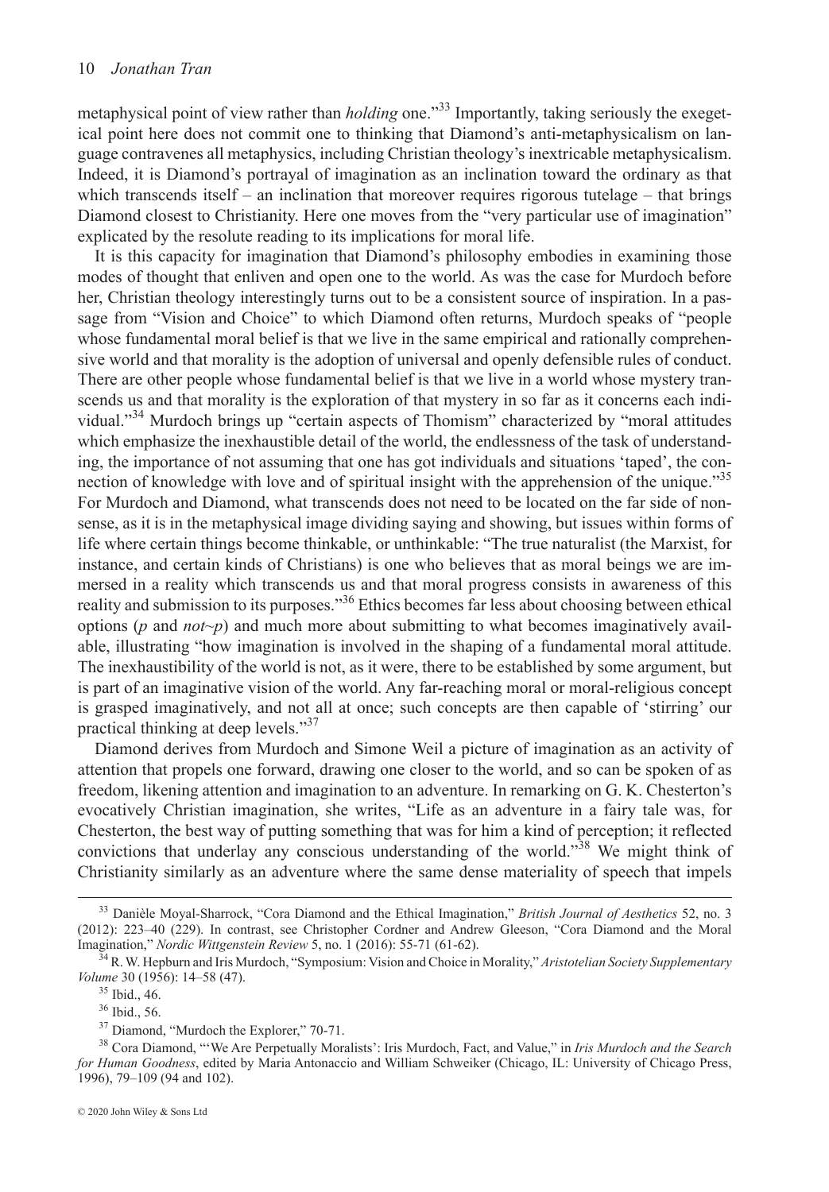metaphysical point of view rather than *holding* one."[33] Importantly, taking seriously the exegetical point here does not commit one to thinking that Diamond's anti-metaphysicalism on language contravenes all metaphysics, including Christian theology's inextricable metaphysicalism. Indeed, it is Diamond's portrayal of imagination as an inclination toward the ordinary as that which transcends itself – an inclination that moreover requires rigorous tutelage – that brings Diamond closest to Christianity. Here one moves from the "very particular use of imagination" explicated by the resolute reading to its implications for moral life.

It is this capacity for imagination that Diamond's philosophy embodies in examining those modes of thought that enliven and open one to the world. As was the case for Murdoch before her, Christian theology interestingly turns out to be a consistent source of inspiration. In a passage from "Vision and Choice" to which Diamond often returns, Murdoch speaks of "people whose fundamental moral belief is that we live in the same empirical and rationally comprehensive world and that morality is the adoption of universal and openly defensible rules of conduct. There are other people whose fundamental belief is that we live in a world whose mystery transcends us and that morality is the exploration of that mystery in so far as it concerns each individual."[34] Murdoch brings up "certain aspects of Thomism" characterized by "moral attitudes which emphasize the inexhaustible detail of the world, the endlessness of the task of understanding, the importance of not assuming that one has got individuals and situations 'taped', the connection of knowledge with love and of spiritual insight with the apprehension of the unique."[35] For Murdoch and Diamond, what transcends does not need to be located on the far side of nonsense, as it is in the metaphysical image dividing saying and showing, but issues within forms of life where certain things become thinkable, or unthinkable: "The true naturalist (the Marxist, for instance, and certain kinds of Christians) is one who believes that as moral beings we are immersed in a reality which transcends us and that moral progress consists in awareness of this reality and submission to its purposes."[36] Ethics becomes far less about choosing between ethical options (*p* and *not~p*) and much more about submitting to what becomes imaginatively available, illustrating "how imagination is involved in the shaping of a fundamental moral attitude. The inexhaustibility of the world is not, as it were, there to be established by some argument, but is part of an imaginative vision of the world. Any far-reaching moral or moral-religious concept is grasped imaginatively, and not all at once; such concepts are then capable of 'stirring' our practical thinking at deep levels."[37]

Diamond derives from Murdoch and Simone Weil a picture of imagination as an activity of attention that propels one forward, drawing one closer to the world, and so can be spoken of as freedom, likening attention and imagination to an adventure. In remarking on G. K. Chesterton's evocatively Christian imagination, she writes, "Life as an adventure in a fairy tale was, for Chesterton, the best way of putting something that was for him a kind of perception; it reflected convictions that underlay any conscious understanding of the world."[38] We might think of Christianity similarly as an adventure where the same dense materiality of speech that impels

---

[33] Danièle Moyal-Sharrock, "Cora Diamond and the Ethical Imagination," *British Journal of Aesthetics* 52, no. 3 (2012): 223–40 (229). In contrast, see Christopher Cordner and Andrew Gleeson, "Cora Diamond and the Moral Imagination," *Nordic Wittgenstein Review* 5, no. 1 (2016): 55-71 (61-62).

[34] R. W. Hepburn and Iris Murdoch, "Symposium: Vision and Choice in Morality," *Aristotelian Society Supplementary Volume* 30 (1956): 14–58 (47).

[35] Ibid., 46.

[36] Ibid., 56.

[37] Diamond, "Murdoch the Explorer," 70-71.

[38] Cora Diamond, "'We Are Perpetually Moralists': Iris Murdoch, Fact, and Value," in *Iris Murdoch and the Search for Human Goodness*, edited by Maria Antonaccio and William Schweiker (Chicago, IL: University of Chicago Press, 1996), 79–109 (94 and 102).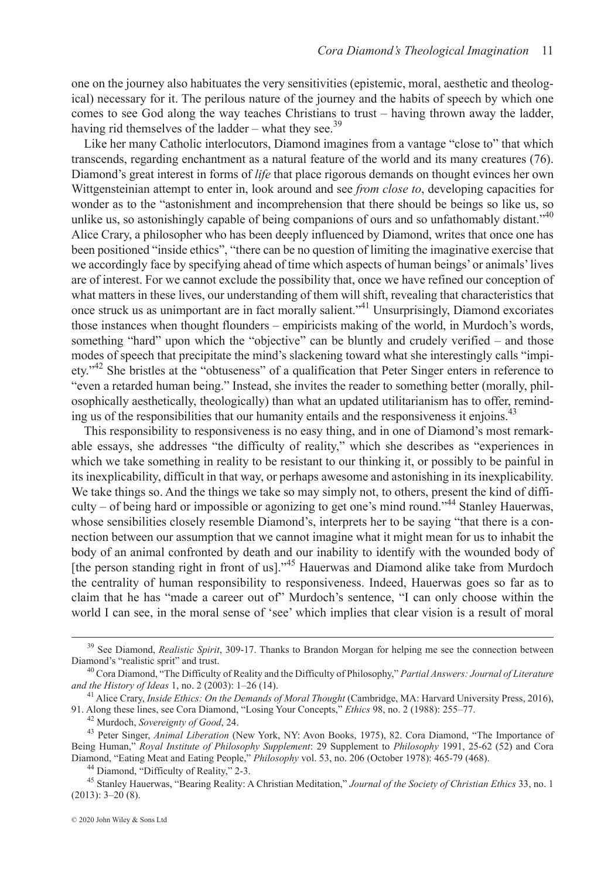one on the journey also habituates the very sensitivities (epistemic, moral, aesthetic and theological) necessary for it. The perilous nature of the journey and the habits of speech by which one comes to see God along the way teaches Christians to trust – having thrown away the ladder, having rid themselves of the ladder – what they see.[39]

Like her many Catholic interlocutors, Diamond imagines from a vantage "close to" that which transcends, regarding enchantment as a natural feature of the world and its many creatures (76). Diamond's great interest in forms of *life* that place rigorous demands on thought evinces her own Wittgensteinian attempt to enter in, look around and see *from close to*, developing capacities for wonder as to the "astonishment and incomprehension that there should be beings so like us, so unlike us, so astonishingly capable of being companions of ours and so unfathomably distant."[40] Alice Crary, a philosopher who has been deeply influenced by Diamond, writes that once one has been positioned "inside ethics", "there can be no question of limiting the imaginative exercise that we accordingly face by specifying ahead of time which aspects of human beings' or animals' lives are of interest. For we cannot exclude the possibility that, once we have refined our conception of what matters in these lives, our understanding of them will shift, revealing that characteristics that once struck us as unimportant are in fact morally salient."[41] Unsurprisingly, Diamond excoriates those instances when thought flounders – empiricists making of the world, in Murdoch's words, something "hard" upon which the "objective" can be bluntly and crudely verified – and those modes of speech that precipitate the mind's slackening toward what she interestingly calls "impiety."[42] She bristles at the "obtuseness" of a qualification that Peter Singer enters in reference to "even a retarded human being." Instead, she invites the reader to something better (morally, philosophically aesthetically, theologically) than what an updated utilitarianism has to offer, reminding us of the responsibilities that our humanity entails and the responsiveness it enjoins.[43]

This responsibility to responsiveness is no easy thing, and in one of Diamond's most remarkable essays, she addresses "the difficulty of reality," which she describes as "experiences in which we take something in reality to be resistant to our thinking it, or possibly to be painful in its inexplicability, difficult in that way, or perhaps awesome and astonishing in its inexplicability. We take things so. And the things we take so may simply not, to others, present the kind of difficulty – of being hard or impossible or agonizing to get one's mind round."[44] Stanley Hauerwas, whose sensibilities closely resemble Diamond's, interprets her to be saying "that there is a connection between our assumption that we cannot imagine what it might mean for us to inhabit the body of an animal confronted by death and our inability to identify with the wounded body of [the person standing right in front of us]."[45] Hauerwas and Diamond alike take from Murdoch the centrality of human responsibility to responsiveness. Indeed, Hauerwas goes so far as to claim that he has "made a career out of" Murdoch's sentence, "I can only choose within the world I can see, in the moral sense of 'see' which implies that clear vision is a result of moral

---

[39] See Diamond, *Realistic Spirit*, 309-17. Thanks to Brandon Morgan for helping me see the connection between Diamond's "realistic sprit" and trust.

[40] Cora Diamond, "The Difficulty of Reality and the Difficulty of Philosophy," *Partial Answers: Journal of Literature and the History of Ideas* 1, no. 2 (2003): 1–26 (14).

[41] Alice Crary, *Inside Ethics: On the Demands of Moral Thought* (Cambridge, MA: Harvard University Press, 2016), 91. Along these lines, see Cora Diamond, "Losing Your Concepts," *Ethics* 98, no. 2 (1988): 255–77.

[42] Murdoch, *Sovereignty of Good*, 24.

[43] Peter Singer, *Animal Liberation* (New York, NY: Avon Books, 1975), 82. Cora Diamond, "The Importance of Being Human," *Royal Institute of Philosophy Supplement*: 29 Supplement to *Philosophy* 1991, 25-62 (52) and Cora Diamond, "Eating Meat and Eating People," *Philosophy* vol. 53, no. 206 (October 1978): 465-79 (468).

[44] Diamond, "Difficulty of Reality," 2-3.

[45] Stanley Hauerwas, "Bearing Reality: A Christian Meditation," *Journal of the Society of Christian Ethics* 33, no. 1 (2013): 3–20 (8).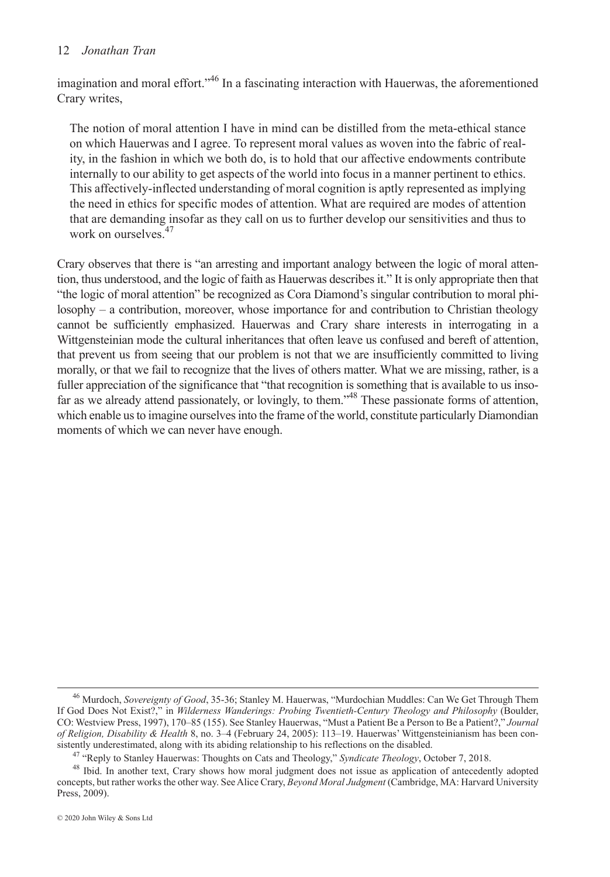imagination and moral effort."[46] In a fascinating interaction with Hauerwas, the aforementioned Crary writes,

> The notion of moral attention I have in mind can be distilled from the meta-ethical stance on which Hauerwas and I agree. To represent moral values as woven into the fabric of reality, in the fashion in which we both do, is to hold that our affective endowments contribute internally to our ability to get aspects of the world into focus in a manner pertinent to ethics. This affectively-inflected understanding of moral cognition is aptly represented as implying the need in ethics for specific modes of attention. What are required are modes of attention that are demanding insofar as they call on us to further develop our sensitivities and thus to work on ourselves.[47]

Crary observes that there is "an arresting and important analogy between the logic of moral attention, thus understood, and the logic of faith as Hauerwas describes it." It is only appropriate then that "the logic of moral attention" be recognized as Cora Diamond's singular contribution to moral philosophy – a contribution, moreover, whose importance for and contribution to Christian theology cannot be sufficiently emphasized. Hauerwas and Crary share interests in interrogating in a Wittgensteinian mode the cultural inheritances that often leave us confused and bereft of attention, that prevent us from seeing that our problem is not that we are insufficiently committed to living morally, or that we fail to recognize that the lives of others matter. What we are missing, rather, is a fuller appreciation of the significance that "that recognition is something that is available to us insofar as we already attend passionately, or lovingly, to them."[48] These passionate forms of attention, which enable us to imagine ourselves into the frame of the world, constitute particularly Diamondian moments of which we can never have enough.

---

[46] Murdoch, *Sovereignty of Good*, 35-36; Stanley M. Hauerwas, "Murdochian Muddles: Can We Get Through Them If God Does Not Exist?," in *Wilderness Wanderings: Probing Twentieth-Century Theology and Philosophy* (Boulder, CO: Westview Press, 1997), 170–85 (155). See Stanley Hauerwas, "Must a Patient Be a Person to Be a Patient?," *Journal of Religion, Disability & Health* 8, no. 3–4 (February 24, 2005): 113–19. Hauerwas' Wittgensteinianism has been consistently underestimated, along with its abiding relationship to his reflections on the disabled.

[47] "Reply to Stanley Hauerwas: Thoughts on Cats and Theology," *Syndicate Theology*, October 7, 2018.

[48] Ibid. In another text, Crary shows how moral judgment does not issue as application of antecedently adopted concepts, but rather works the other way. See Alice Crary, *Beyond Moral Judgment* (Cambridge, MA: Harvard University Press, 2009).

© 2020 John Wiley & Sons Ltd